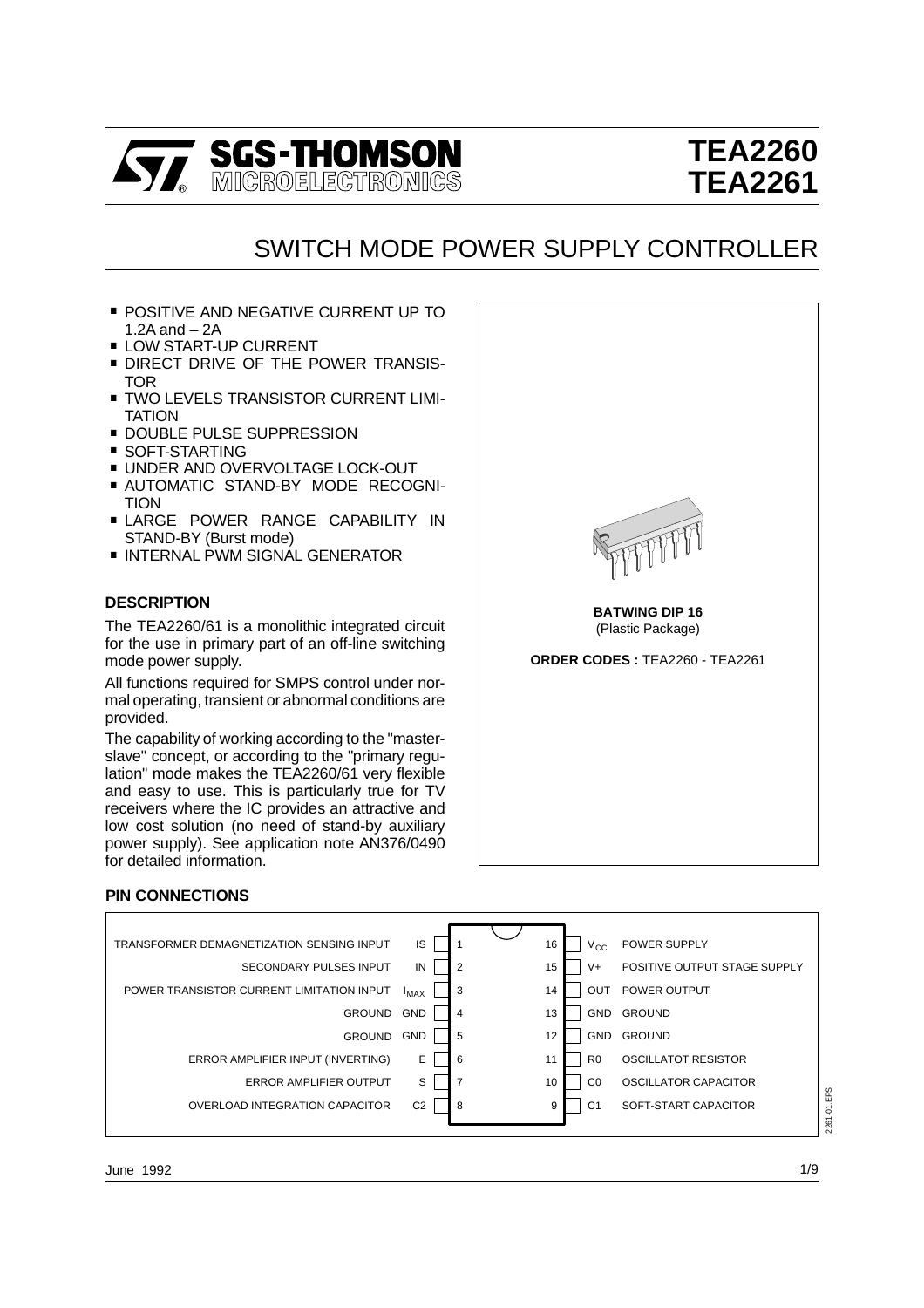# TEA2260
# TEA2261

SGS-THOMSON MICROELECTRONICS

## SWITCH MODE POWER SUPPLY CONTROLLER

- POSITIVE AND NEGATIVE CURRENT UP TO 1.2A and – 2A
- LOW START-UP CURRENT
- DIRECT DRIVE OF THE POWER TRANSISTOR
- TWO LEVELS TRANSISTOR CURRENT LIMITATION
- DOUBLE PULSE SUPPRESSION
- SOFT-STARTING
- UNDER AND OVERVOLTAGE LOCK-OUT
- AUTOMATIC STAND-BY MODE RECOGNITION
- LARGE POWER RANGE CAPABILITY IN STAND-BY (Burst mode)
- INTERNAL PWM SIGNAL GENERATOR

**BATWING DIP 16**
(Plastic Package)

**ORDER CODES :** TEA2260 - TEA2261

### DESCRIPTION

The TEA2260/61 is a monolithic integrated circuit for the use in primary part of an off-line switching mode power supply.

All functions required for SMPS control under normal operating, transient or abnormal conditions are provided.

The capability of working according to the "master-slave" concept, or according to the "primary regulation" mode makes the TEA2260/61 very flexible and easy to use. This is particularly true for TV receivers where the IC provides an attractive and low cost solution (no need of stand-by auxiliary power supply). See application note AN376/0490 for detailed information.

### PIN CONNECTIONS

| Function | Name | Pin | Pin | Name | Function |
|---|---|---|---|---|---|
| TRANSFORMER DEMAGNETIZATION SENSING INPUT | IS | 1 | 16 | $V_{CC}$ | POWER SUPPLY |
| SECONDARY PULSES INPUT | IN | 2 | 15 | V+ | POSITIVE OUTPUT STAGE SUPPLY |
| POWER TRANSISTOR CURRENT LIMITATION INPUT | $I_{MAX}$ | 3 | 14 | OUT | POWER OUTPUT |
| GROUND | GND | 4 | 13 | GND | GROUND |
| GROUND | GND | 5 | 12 | GND | GROUND |
| ERROR AMPLIFIER INPUT (INVERTING) | E | 6 | 11 | R0 | OSCILLATOT RESISTOR |
| ERROR AMPLIFIER OUTPUT | S | 7 | 10 | C0 | OSCILLATOR CAPACITOR |
| OVERLOAD INTEGRATION CAPACITOR | C2 | 8 | 9 | C1 | SOFT-START CAPACITOR |

June 1992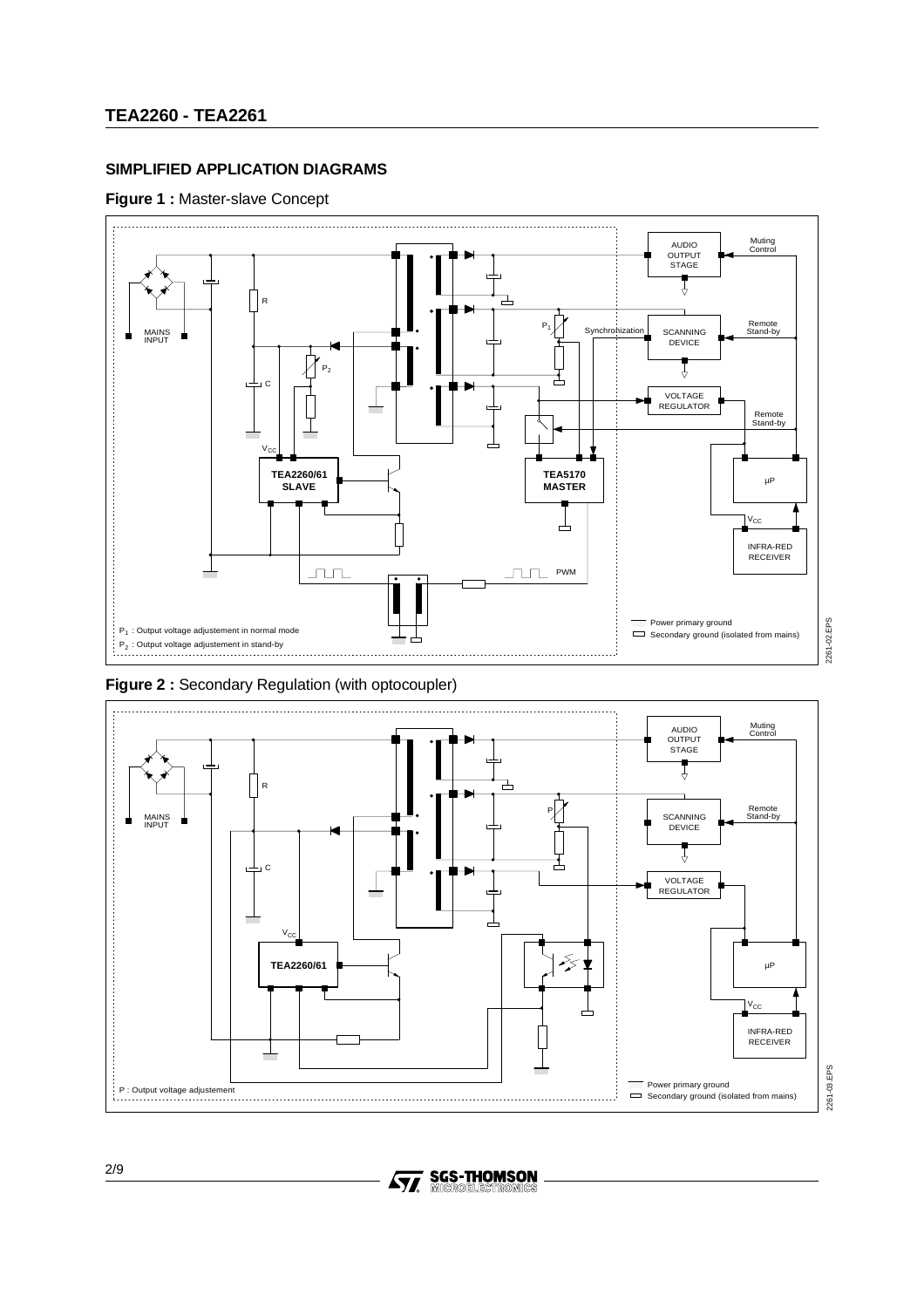## SIMPLIFIED APPLICATION DIAGRAMS

**Figure 1 :** Master-slave Concept

MAINS INPUT

R

C

$P_2$

$P_1$

$V_{CC}$

**TEA2260/61 SLAVE**

**TEA5170 MASTER**

AUDIO OUTPUT STAGE

Muting Control

Synchronization

SCANNING DEVICE

Remote Stand-by

VOLTAGE REGULATOR

Remote Stand-by

µP

$V_{CC}$

INFRA-RED RECEIVER

PWM

$P_1$ : Output voltage adjustement in normal mode

$P_2$ : Output voltage adjustement in stand-by

Power primary ground

Secondary ground (isolated from mains)

2261-02.EPS

**Figure 2 :** Secondary Regulation (with optocoupler)

MAINS INPUT

R

C

P

$V_{CC}$

**TEA2260/61**

AUDIO OUTPUT STAGE

Muting Control

SCANNING DEVICE

Remote Stand-by

VOLTAGE REGULATOR

µP

$V_{CC}$

INFRA-RED RECEIVER

P : Output voltage adjustement

Power primary ground

Secondary ground (isolated from mains)

2261-03.EPS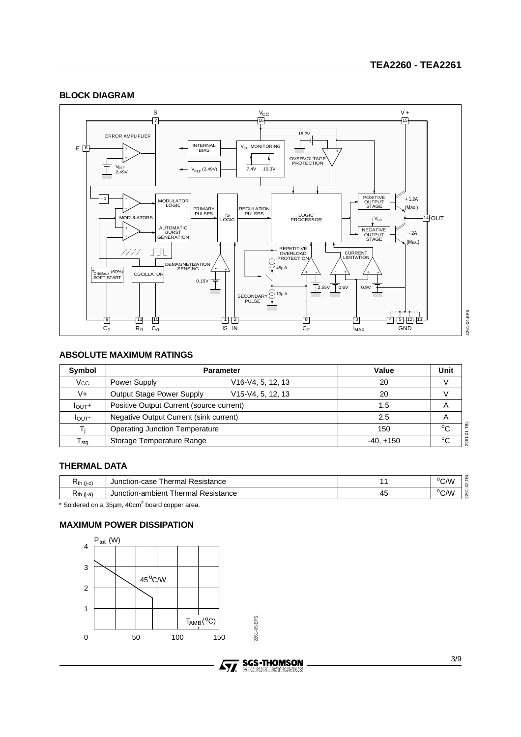## BLOCK DIAGRAM

## ABSOLUTE MAXIMUM RATINGS

| Symbol | Parameter | | Value | Unit |
|---|---|---|---|---|
| $V_{CC}$ | Power Supply | V16-V4, 5, 12, 13 | 20 | V |
| V+ | Output Stage Power Supply | V15-V4, 5, 12, 13 | 20 | V |
| $I_{OUT}+$ | Positive Output Current (source current) | | 1.5 | A |
| $I_{OUT}-$ | Negative Output Current (sink current) | | 2.5 | A |
| $T_j$ | Operating Junction Temperature | | 150 | °C |
| $T_{stg}$ | Storage Temperature Range | | -40, +150 | °C |

## THERMAL DATA

| | | | |
|---|---|---|---|
| $R_{th\ (j-c)}$ | Junction-case Thermal Resistance | 11 | °C/W |
| $R_{th\ (j-a)}$ | Junction-ambient Thermal Resistance | 45 | °C/W |

* Soldered on a 35µm, 40cm² board copper area.

## MAXIMUM POWER DISSIPATION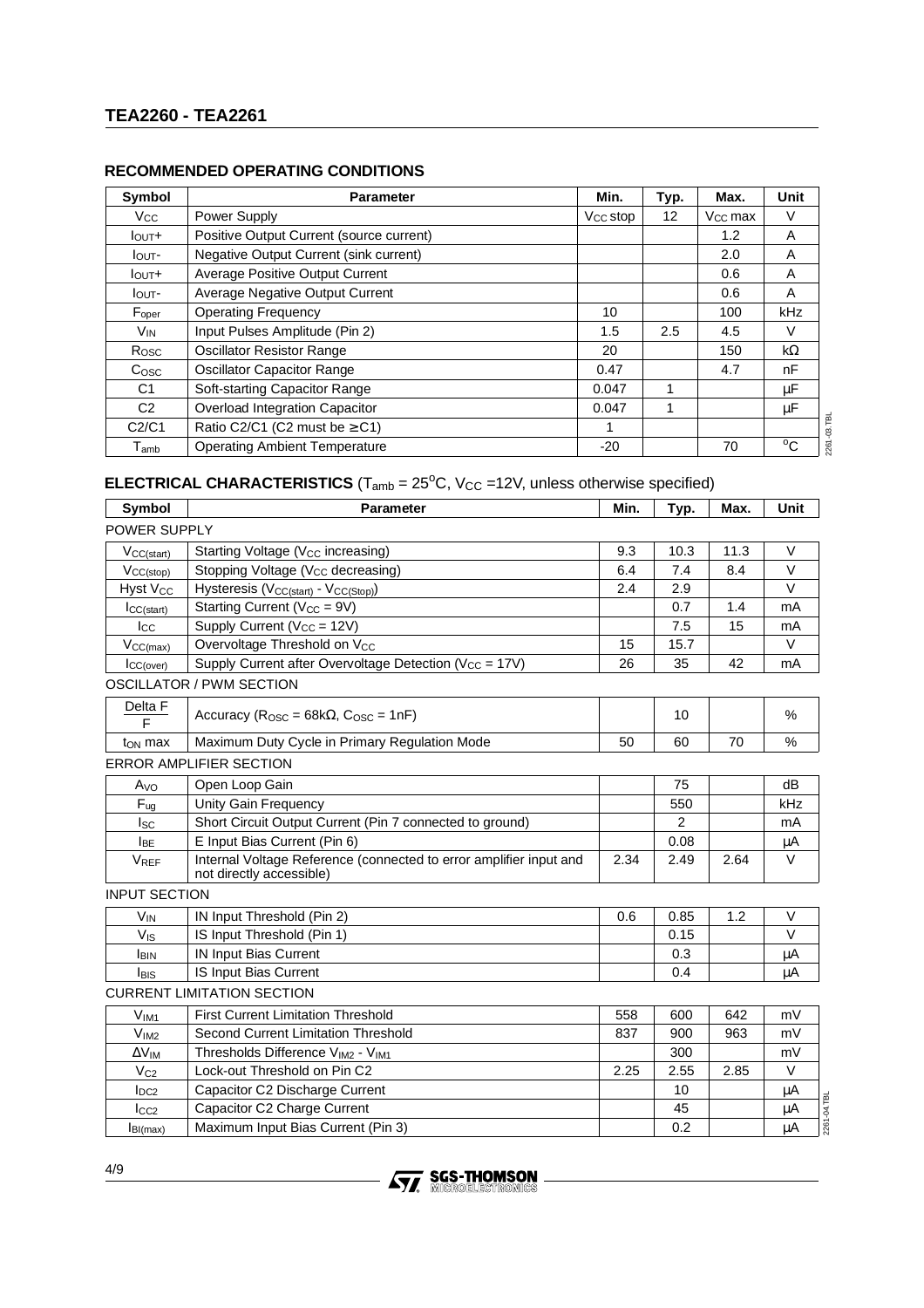## RECOMMENDED OPERATING CONDITIONS

| Symbol | Parameter | Min. | Typ. | Max. | Unit |
|---|---|---|---|---|---|
| $V_{CC}$ | Power Supply | $V_{CC}$ stop | 12 | $V_{CC}$ max | V |
| $I_{OUT}$+ | Positive Output Current (source current) | | | 1.2 | A |
| $I_{OUT}$- | Negative Output Current (sink current) | | | 2.0 | A |
| $I_{OUT}$+ | Average Positive Output Current | | | 0.6 | A |
| $I_{OUT}$- | Average Negative Output Current | | | 0.6 | A |
| $F_{oper}$ | Operating Frequency | 10 | | 100 | kHz |
| $V_{IN}$ | Input Pulses Amplitude (Pin 2) | 1.5 | 2.5 | 4.5 | V |
| $R_{OSC}$ | Oscillator Resistor Range | 20 | | 150 | kΩ |
| $C_{OSC}$ | Oscillator Capacitor Range | 0.47 | | 4.7 | nF |
| C1 | Soft-starting Capacitor Range | 0.047 | 1 | | µF |
| C2 | Overload Integration Capacitor | 0.047 | 1 | | µF |
| C2/C1 | Ratio C2/C1 (C2 must be ≥ C1) | 1 | | | |
| $T_{amb}$ | Operating Ambient Temperature | -20 | | 70 | °C |

## ELECTRICAL CHARACTERISTICS ($T_{amb}$ = 25°C, $V_{CC}$ =12V, unless otherwise specified)

| Symbol | Parameter | Min. | Typ. | Max. | Unit |
|---|---|---|---|---|---|
| **POWER SUPPLY** | | | | | |
| $V_{CC(start)}$ | Starting Voltage ($V_{CC}$ increasing) | 9.3 | 10.3 | 11.3 | V |
| $V_{CC(stop)}$ | Stopping Voltage ($V_{CC}$ decreasing) | 6.4 | 7.4 | 8.4 | V |
| Hyst $V_{CC}$ | Hysteresis ($V_{CC(start)}$ - $V_{CC(Stop)}$) | 2.4 | 2.9 | | V |
| $I_{CC(start)}$ | Starting Current ($V_{CC}$ = 9V) | | 0.7 | 1.4 | mA |
| $I_{CC}$ | Supply Current ($V_{CC}$ = 12V) | | 7.5 | 15 | mA |
| $V_{CC(max)}$ | Overvoltage Threshold on $V_{CC}$ | 15 | 15.7 | | V |
| $I_{CC(over)}$ | Supply Current after Overvoltage Detection ($V_{CC}$ = 17V) | 26 | 35 | 42 | mA |
| **OSCILLATOR / PWM SECTION** | | | | | |
| $\frac{\text{Delta F}}{\text{F}}$ | Accuracy ($R_{OSC}$ = 68kΩ, $C_{OSC}$ = 1nF) | | 10 | | % |
| $t_{ON}$ max | Maximum Duty Cycle in Primary Regulation Mode | 50 | 60 | 70 | % |
| **ERROR AMPLIFIER SECTION** | | | | | |
| $A_{VO}$ | Open Loop Gain | | 75 | | dB |
| $F_{ug}$ | Unity Gain Frequency | | 550 | | kHz |
| $I_{SC}$ | Short Circuit Output Current (Pin 7 connected to ground) | | 2 | | mA |
| $I_{BE}$ | E Input Bias Current (Pin 6) | | 0.08 | | µA |
| $V_{REF}$ | Internal Voltage Reference (connected to error amplifier input and not directly accessible) | 2.34 | 2.49 | 2.64 | V |
| **INPUT SECTION** | | | | | |
| $V_{IN}$ | IN Input Threshold (Pin 2) | 0.6 | 0.85 | 1.2 | V |
| $V_{IS}$ | IS Input Threshold (Pin 1) | | 0.15 | | V |
| $I_{BIN}$ | IN Input Bias Current | | 0.3 | | µA |
| $I_{BIS}$ | IS Input Bias Current | | 0.4 | | µA |
| **CURRENT LIMITATION SECTION** | | | | | |
| $V_{IM1}$ | First Current Limitation Threshold | 558 | 600 | 642 | mV |
| $V_{IM2}$ | Second Current Limitation Threshold | 837 | 900 | 963 | mV |
| $\Delta V_{IM}$ | Thresholds Difference $V_{IM2}$ - $V_{IM1}$ | | 300 | | mV |
| $V_{C2}$ | Lock-out Threshold on Pin C2 | 2.25 | 2.55 | 2.85 | V |
| $I_{DC2}$ | Capacitor C2 Discharge Current | | 10 | | µA |
| $I_{CC2}$ | Capacitor C2 Charge Current | | 45 | | µA |
| $I_{BI(max)}$ | Maximum Input Bias Current (Pin 3) | | 0.2 | | µA |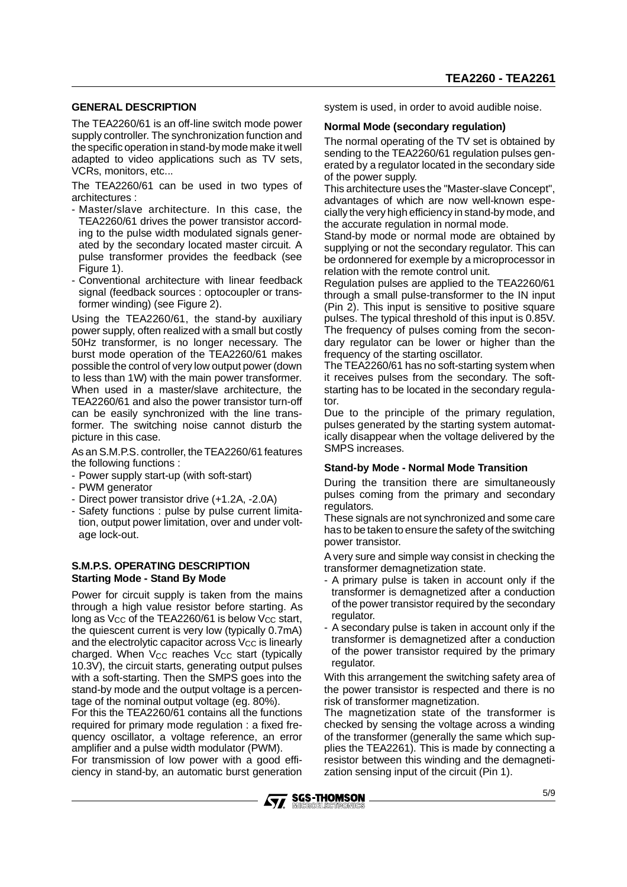## GENERAL DESCRIPTION

The TEA2260/61 is an off-line switch mode power supply controller. The synchronization function and the specific operation in stand-by mode make it well adapted to video applications such as TV sets, VCRs, monitors, etc...

The TEA2260/61 can be used in two types of architectures :

- Master/slave architecture. In this case, the TEA2260/61 drives the power transistor according to the pulse width modulated signals generated by the secondary located master circuit. A pulse transformer provides the feedback (see Figure 1).
- Conventional architecture with linear feedback signal (feedback sources : optocoupler or transformer winding) (see Figure 2).

Using the TEA2260/61, the stand-by auxiliary power supply, often realized with a small but costly 50Hz transformer, is no longer necessary. The burst mode operation of the TEA2260/61 makes possible the control of very low output power (down to less than 1W) with the main power transformer. When used in a master/slave architecture, the TEA2260/61 and also the power transistor turn-off can be easily synchronized with the line transformer. The switching noise cannot disturb the picture in this case.

As an S.M.P.S. controller, the TEA2260/61 features the following functions :

- Power supply start-up (with soft-start)
- PWM generator
- Direct power transistor drive (+1.2A, -2.0A)
- Safety functions : pulse by pulse current limitation, output power limitation, over and under voltage lock-out.

## S.M.P.S. OPERATING DESCRIPTION

### Starting Mode - Stand By Mode

Power for circuit supply is taken from the mains through a high value resistor before starting. As long as $V_{CC}$ of the TEA2260/61 is below $V_{CC}$ start, the quiescent current is very low (typically 0.7mA) and the electrolytic capacitor across $V_{CC}$ is linearly charged. When $V_{CC}$ reaches $V_{CC}$ start (typically 10.3V), the circuit starts, generating output pulses with a soft-starting. Then the SMPS goes into the stand-by mode and the output voltage is a percentage of the nominal output voltage (eg. 80%).

For this the TEA2260/61 contains all the functions required for primary mode regulation : a fixed frequency oscillator, a voltage reference, an error amplifier and a pulse width modulator (PWM).

For transmission of low power with a good efficiency in stand-by, an automatic burst generation system is used, in order to avoid audible noise.

### Normal Mode (secondary regulation)

The normal operating of the TV set is obtained by sending to the TEA2260/61 regulation pulses generated by a regulator located in the secondary side of the power supply.

This architecture uses the "Master-slave Concept", advantages of which are now well-known especially the very high efficiency in stand-by mode, and the accurate regulation in normal mode.

Stand-by mode or normal mode are obtained by supplying or not the secondary regulator. This can be ordonnered for exemple by a microprocessor in relation with the remote control unit.

Regulation pulses are applied to the TEA2260/61 through a small pulse-transformer to the IN input (Pin 2). This input is sensitive to positive square pulses. The typical threshold of this input is 0.85V.

The frequency of pulses coming from the secondary regulator can be lower or higher than the frequency of the starting oscillator.

The TEA2260/61 has no soft-starting system when it receives pulses from the secondary. The soft-starting has to be located in the secondary regulator.

Due to the principle of the primary regulation, pulses generated by the starting system automatically disappear when the voltage delivered by the SMPS increases.

### Stand-by Mode - Normal Mode Transition

During the transition there are simultaneously pulses coming from the primary and secondary regulators.

These signals are not synchronized and some care has to be taken to ensure the safety of the switching power transistor.

A very sure and simple way consist in checking the transformer demagnetization state.

- A primary pulse is taken in account only if the transformer is demagnetized after a conduction of the power transistor required by the secondary regulator.
- A secondary pulse is taken in account only if the transformer is demagnetized after a conduction of the power transistor required by the primary regulator.

With this arrangement the switching safety area of the power transistor is respected and there is no risk of transformer magnetization.

The magnetization state of the transformer is checked by sensing the voltage across a winding of the transformer (generally the same which supplies the TEA2261). This is made by connecting a resistor between this winding and the demagnetization sensing input of the circuit (Pin 1).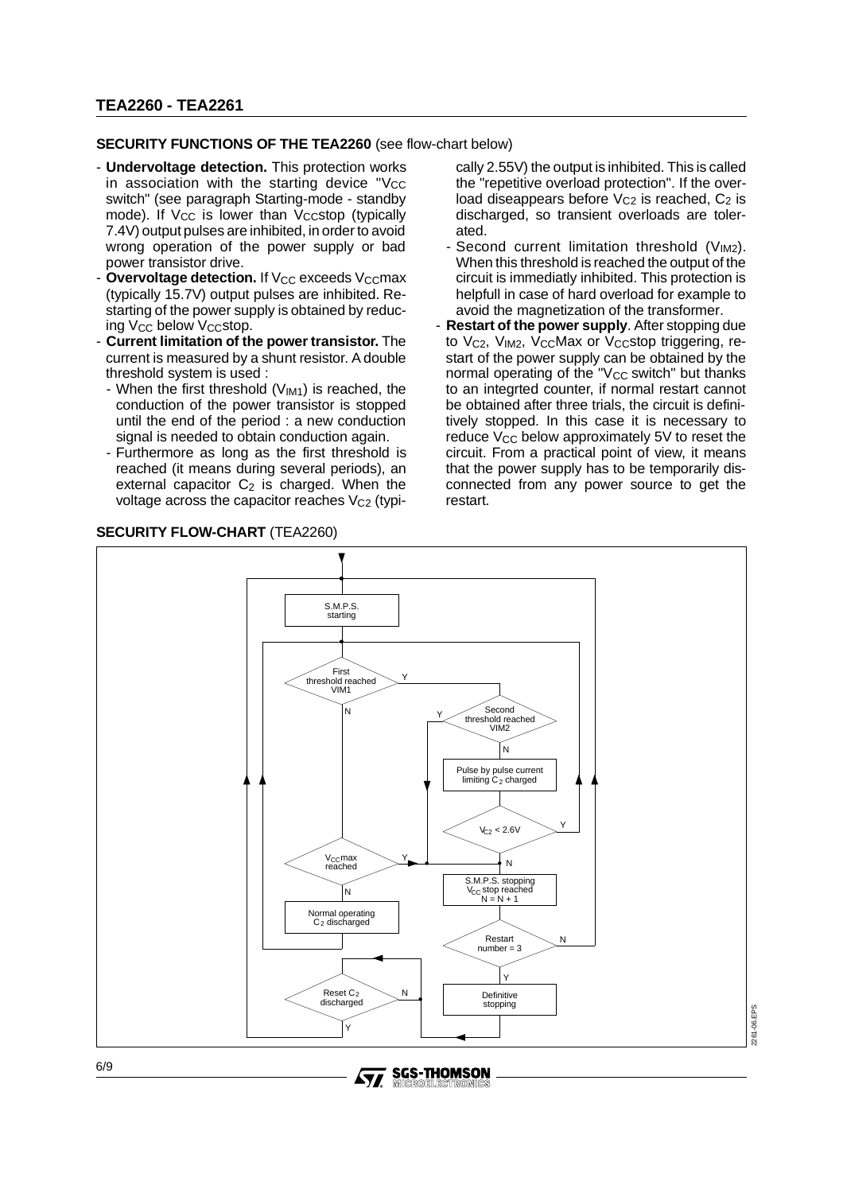## SECURITY FUNCTIONS OF THE TEA2260 (see flow-chart below)

- **Undervoltage detection.** This protection works in association with the starting device "$V_{CC}$ switch" (see paragraph Starting-mode - standby mode). If $V_{CC}$ is lower than $V_{CC}$stop (typically 7.4V) output pulses are inhibited, in order to avoid wrong operation of the power supply or bad power transistor drive.
- **Overvoltage detection.** If $V_{CC}$ exceeds $V_{CC}$max (typically 15.7V) output pulses are inhibited. Restarting of the power supply is obtained by reducing $V_{CC}$ below $V_{CC}$stop.
- **Current limitation of the power transistor.** The current is measured by a shunt resistor. A double threshold system is used :
  - When the first threshold ($V_{IM1}$) is reached, the conduction of the power transistor is stopped until the end of the period : a new conduction signal is needed to obtain conduction again.
  - Furthermore as long as the first threshold is reached (it means during several periods), an external capacitor $C_2$ is charged. When the voltage across the capacitor reaches $V_{C2}$ (typically 2.55V) the output is inhibited. This is called the "repetitive overload protection". If the overload diseappears before $V_{C2}$ is reached, $C_2$ is discharged, so transient overloads are tolerated.
  - Second current limitation threshold ($V_{IM2}$). When this threshold is reached the output of the circuit is immediatly inhibited. This protection is helpfull in case of hard overload for example to avoid the magnetization of the transformer.
- **Restart of the power supply**. After stopping due to $V_{C2}$, $V_{IM2}$, $V_{CC}$Max or $V_{CC}$stop triggering, restart of the power supply can be obtained by the normal operating of the "$V_{CC}$ switch" but thanks to an integrted counter, if normal restart cannot be obtained after three trials, the circuit is definitively stopped. In this case it is necessary to reduce $V_{CC}$ below approximately 5V to reset the circuit. From a practical point of view, it means that the power supply has to be temporarily disconnected from any power source to get the restart.

## SECURITY FLOW-CHART (TEA2260)

S.M.P.S. starting → First threshold reached VIM1?
- N → $V_{CC}$max reached?
  - N → Normal operating $C_2$ discharged → (back to First threshold reached VIM1)
  - Y → S.M.P.S. stopping
- Y → Second threshold reached VIM2?
  - Y → S.M.P.S. stopping
  - N → Pulse by pulse current limiting $C_2$ charged → $V_{C2}$ < 2.6V?
    - Y → (back to First threshold reached VIM1)
    - N → S.M.P.S. stopping

S.M.P.S. stopping $V_{CC}$ stop reached N = N + 1 → Restart number = 3?
- N → (back to S.M.P.S. starting)
- Y → Definitive stopping → Reset $C_2$ discharged?
  - N → (loop back to Reset $C_2$ discharged)
  - Y → (back to S.M.P.S. starting)

2261-06.EPS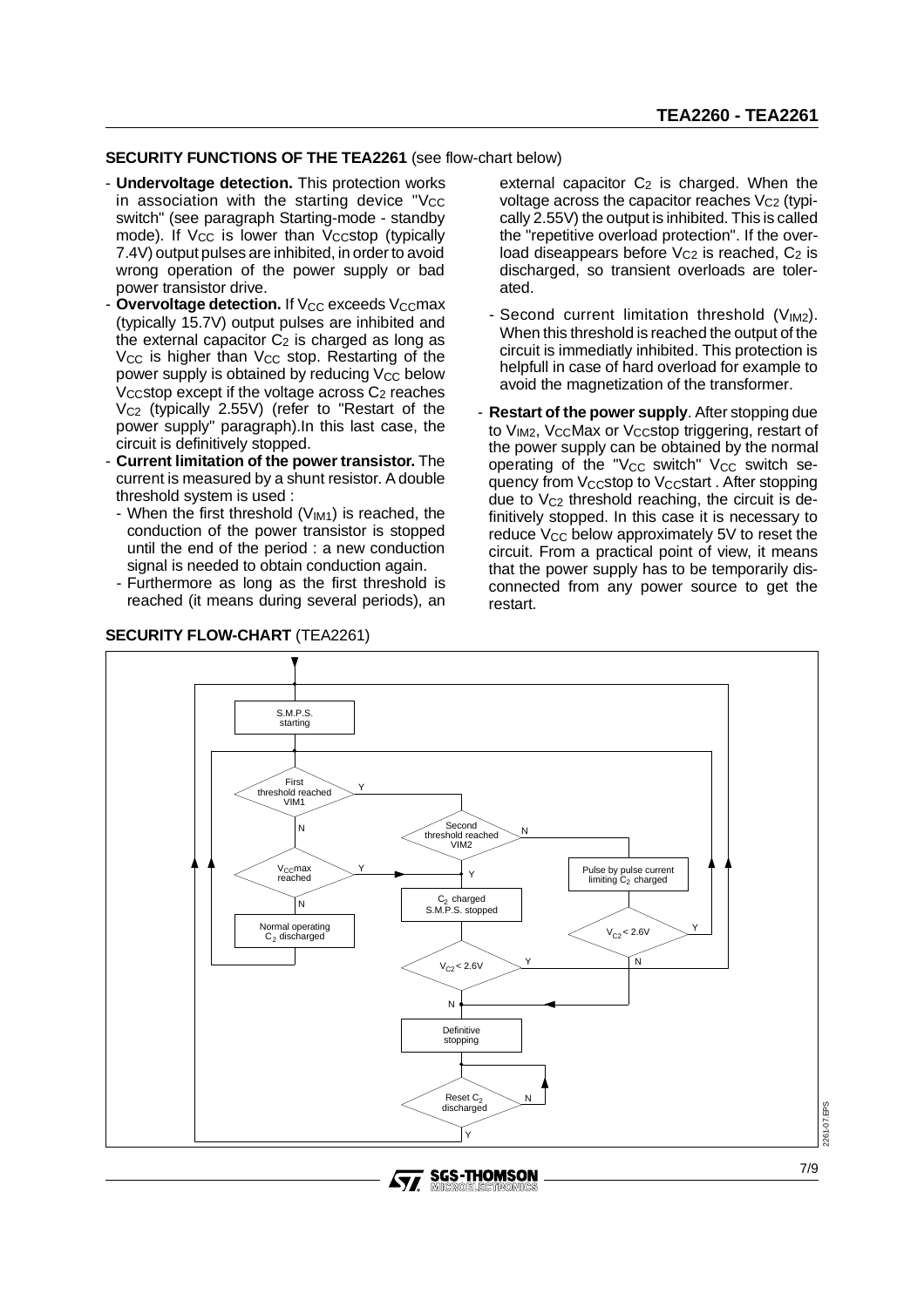## SECURITY FUNCTIONS OF THE TEA2261 (see flow-chart below)

- **Undervoltage detection.** This protection works in association with the starting device "$V_{CC}$ switch" (see paragraph Starting-mode - standby mode). If $V_{CC}$ is lower than $V_{CC}$stop (typically 7.4V) output pulses are inhibited, in order to avoid wrong operation of the power supply or bad power transistor drive.
- **Overvoltage detection.** If $V_{CC}$ exceeds $V_{CC}$max (typically 15.7V) output pulses are inhibited and the external capacitor $C_2$ is charged as long as $V_{CC}$ is higher than $V_{CC}$ stop. Restarting of the power supply is obtained by reducing $V_{CC}$ below $V_{CC}$stop except if the voltage across $C_2$ reaches $V_{C2}$ (typically 2.55V) (refer to "Restart of the power supply" paragraph).In this last case, the circuit is definitively stopped.
- **Current limitation of the power transistor.** The current is measured by a shunt resistor. A double threshold system is used :
  - When the first threshold ($V_{IM1}$) is reached, the conduction of the power transistor is stopped until the end of the period : a new conduction signal is needed to obtain conduction again.
  - Furthermore as long as the first threshold is reached (it means during several periods), an external capacitor $C_2$ is charged. When the voltage across the capacitor reaches $V_{C2}$ (typically 2.55V) the output is inhibited. This is called the "repetitive overload protection". If the overload diseappears before $V_{C2}$ is reached, $C_2$ is discharged, so transient overloads are tolerated.
  - Second current limitation threshold ($V_{IM2}$). When this threshold is reached the output of the circuit is immediatly inhibited. This protection is helpfull in case of hard overload for example to avoid the magnetization of the transformer.
- **Restart of the power supply**. After stopping due to $V_{IM2}$, $V_{CC}$Max or $V_{CC}$stop triggering, restart of the power supply can be obtained by the normal operating of the "$V_{CC}$ switch" $V_{CC}$ switch sequency from $V_{CC}$stop to $V_{CC}$start . After stopping due to $V_{C2}$ threshold reaching, the circuit is definitively stopped. In this case it is necessary to reduce $V_{CC}$ below approximately 5V to reset the circuit. From a practical point of view, it means that the power supply has to be temporarily disconnected from any power source to get the restart.

## SECURITY FLOW-CHART (TEA2261)

S.M.P.S. starting → First threshold reached VIM1?
- N → $V_{CC}$max reached?
  - N → Normal operating $C_2$ discharged → (back to First threshold reached VIM1)
  - Y → $C_2$ charged S.M.P.S. stopped
- Y → Second threshold reached VIM2?
  - Y → $C_2$ charged S.M.P.S. stopped → $V_{C2}$ < 2.6V?
    - Y → (back to First threshold reached VIM1)
    - N → Definitive stopping
  - N → Pulse by pulse current limiting $C_2$ charged → $V_{C2}$ < 2.6V?
    - Y → (back to First threshold reached VIM1)
    - N → Definitive stopping

Definitive stopping → Reset $C_2$ discharged?
- N → (loop back to Reset $C_2$ discharged)
- Y → (back to S.M.P.S. starting)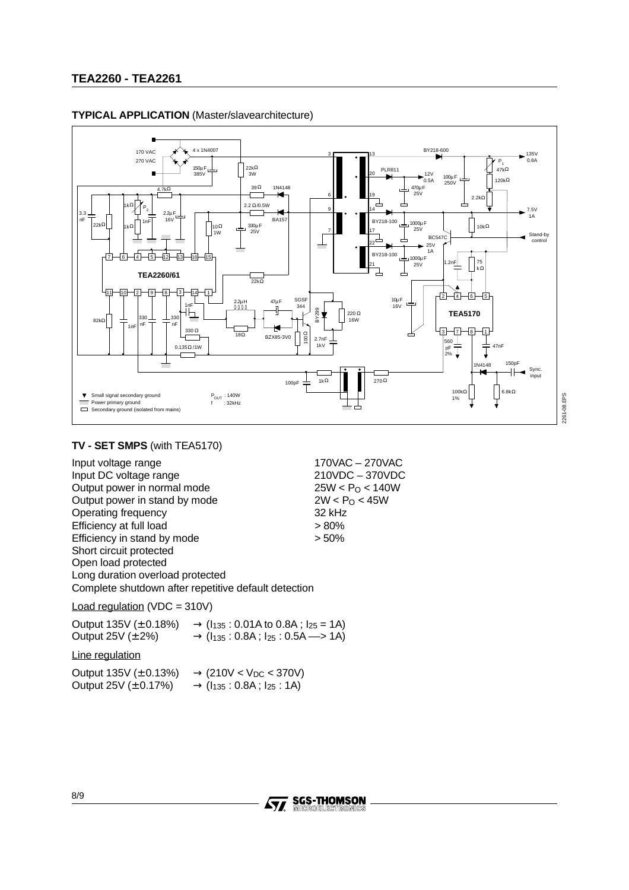## TYPICAL APPLICATION (Master/slavearchitecture)

## TV - SET SMPS (with TEA5170)

| | |
|---|---|
| Input voltage range | 170VAC – 270VAC |
| Input DC voltage range | 210VDC – 370VDC |
| Output power in normal mode | 25W < $P_O$ < 140W |
| Output power in stand by mode | 2W < $P_O$ < 45W |
| Operating frequency | 32 kHz |
| Efficiency at full load | > 80% |
| Efficiency in stand by mode | > 50% |

Short circuit protected
Open load protected
Long duration overload protected
Complete shutdown after repetitive default detection

Load regulation (VDC = 310V)

Output 135V (± 0.18%) → ($I_{135}$ : 0.01A to 0.8A ; $I_{25}$ = 1A)
Output 25V (± 2%) → ($I_{135}$ : 0.8A ; $I_{25}$ : 0.5A —> 1A)

Line regulation

Output 135V (± 0.13%) → (210V < $V_{DC}$ < 370V)
Output 25V (± 0.17%) → ($I_{135}$ : 0.8A ; $I_{25}$ : 1A)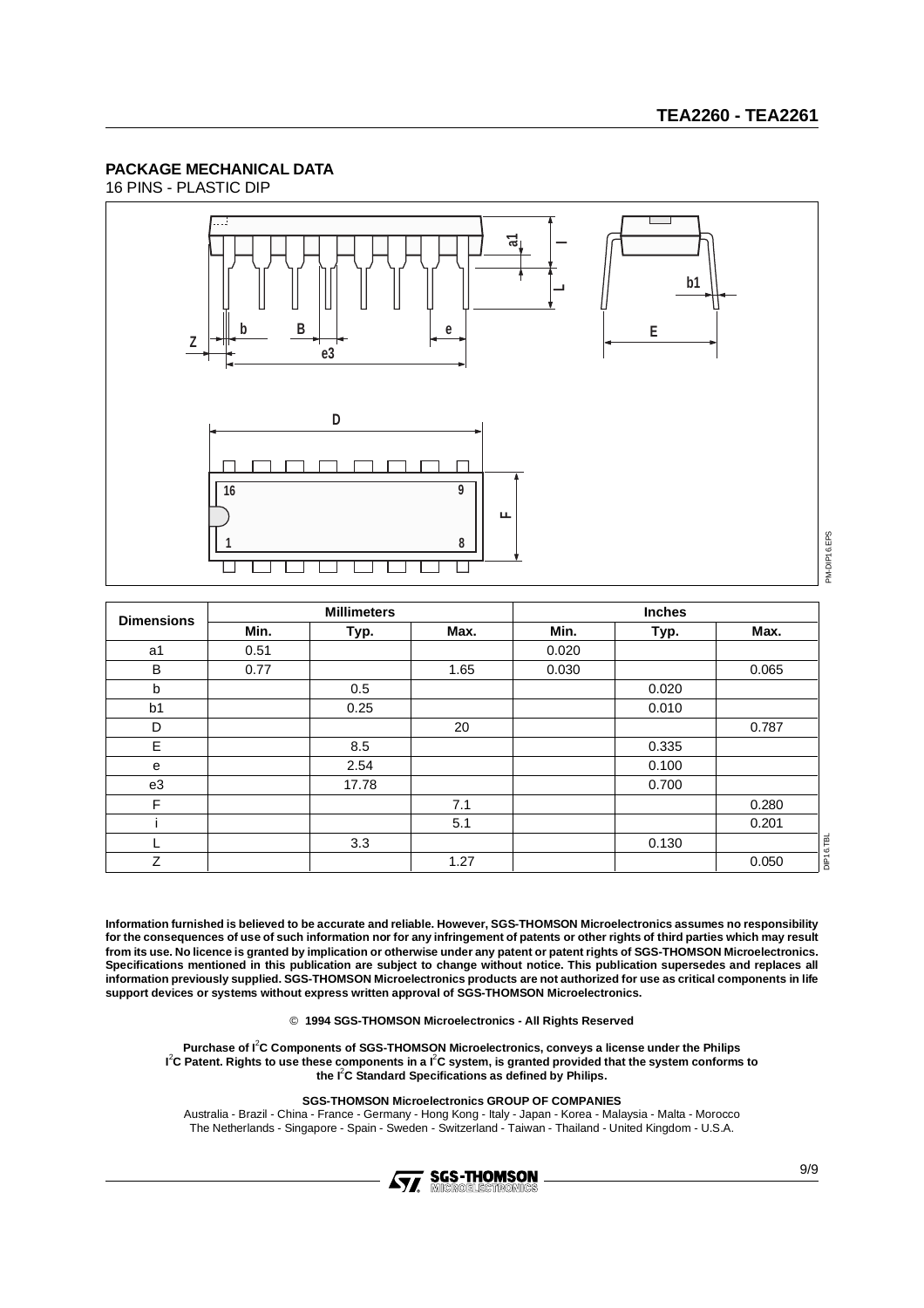## PACKAGE MECHANICAL DATA

16 PINS - PLASTIC DIP

a1
I
L
b1
b
B
e
E
Z
e3
D
16
9
1
8
F

PM-DIP16.EPS

| Dimensions | Millimeters | | | Inches | | |
|---|---|---|---|---|---|---|
| | Min. | Typ. | Max. | Min. | Typ. | Max. |
| a1 | 0.51 | | | 0.020 | | |
| B | 0.77 | | 1.65 | 0.030 | | 0.065 |
| b | | 0.5 | | | 0.020 | |
| b1 | | 0.25 | | | 0.010 | |
| D | | | 20 | | | 0.787 |
| E | | 8.5 | | | 0.335 | |
| e | | 2.54 | | | 0.100 | |
| e3 | | 17.78 | | | 0.700 | |
| F | | | 7.1 | | | 0.280 |
| i | | | 5.1 | | | 0.201 |
| L | | 3.3 | | | 0.130 | |
| Z | | | 1.27 | | | 0.050 |

DIP16.TBL

**Information furnished is believed to be accurate and reliable. However, SGS-THOMSON Microelectronics assumes no responsibility for the consequences of use of such information nor for any infringement of patents or other rights of third parties which may result from its use. No licence is granted by implication or otherwise under any patent or patent rights of SGS-THOMSON Microelectronics. Specifications mentioned in this publication are subject to change without notice. This publication supersedes and replaces all information previously supplied. SGS-THOMSON Microelectronics products are not authorized for use as critical components in life support devices or systems without express written approval of SGS-THOMSON Microelectronics.**

**© 1994 SGS-THOMSON Microelectronics - All Rights Reserved**

**Purchase of $I^2C$ Components of SGS-THOMSON Microelectronics, conveys a license under the Philips $I^2C$ Patent. Rights to use these components in a $I^2C$ system, is granted provided that the system conforms to the $I^2C$ Standard Specifications as defined by Philips.**

**SGS-THOMSON Microelectronics GROUP OF COMPANIES**

Australia - Brazil - China - France - Germany - Hong Kong - Italy - Japan - Korea - Malaysia - Malta - Morocco
The Netherlands - Singapore - Spain - Sweden - Switzerland - Taiwan - Thailand - United Kingdom - U.S.A.